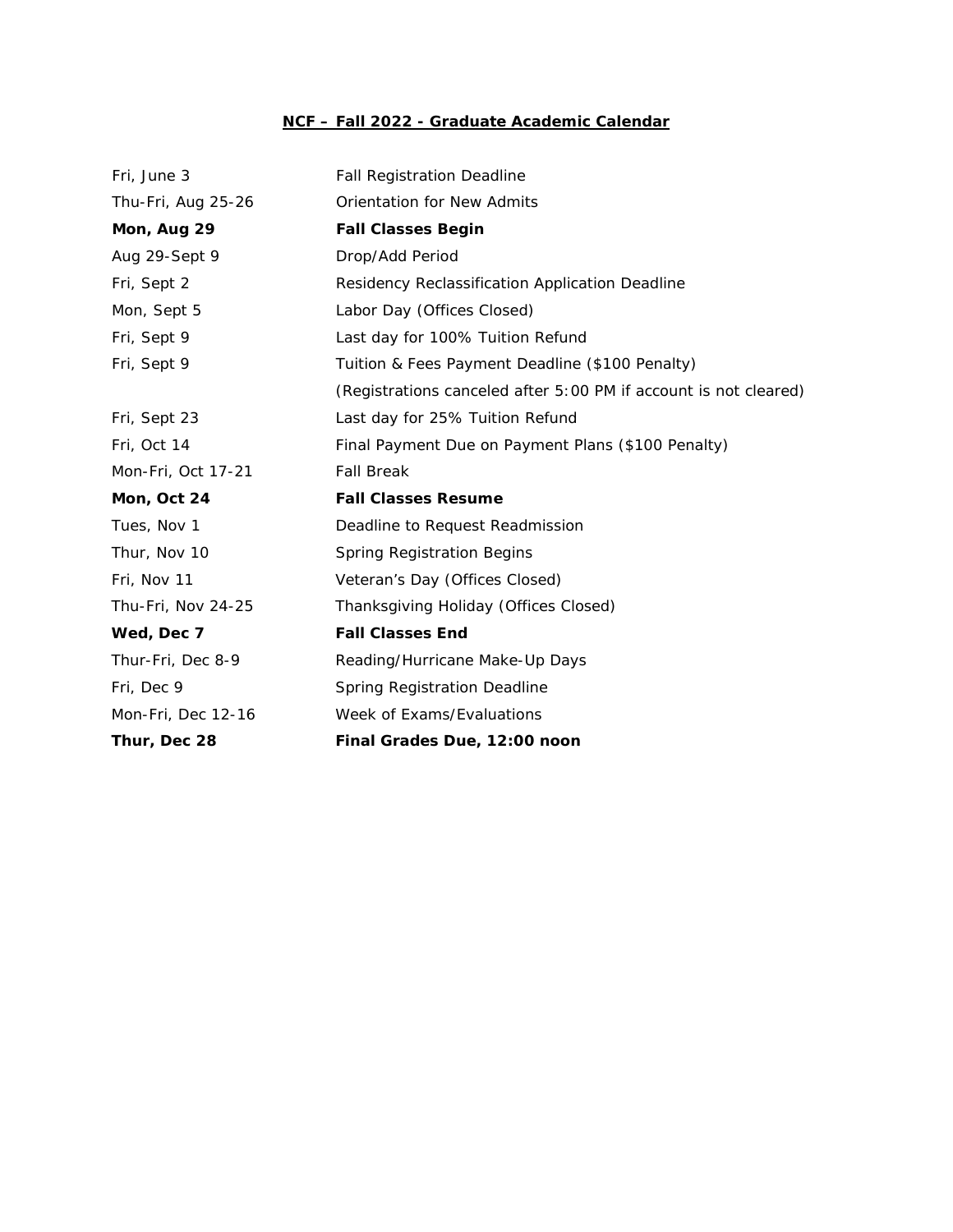# <u>NCF – Fall 2022 - Graduate Academic Calendar</u>

| | |
|---|---|
| Fri, June 3 | Fall Registration Deadline |
| Thu-Fri, Aug 25-26 | Orientation for New Admits |
| **Mon, Aug 29** | **Fall Classes Begin** |
| Aug 29-Sept 9 | Drop/Add Period |
| Fri, Sept 2 | Residency Reclassification Application Deadline |
| Mon, Sept 5 | Labor Day (Offices Closed) |
| Fri, Sept 9 | Last day for 100% Tuition Refund |
| Fri, Sept 9 | Tuition & Fees Payment Deadline ($100 Penalty) |
| | (Registrations canceled after 5:00 PM if account is not cleared) |
| Fri, Sept 23 | Last day for 25% Tuition Refund |
| Fri, Oct 14 | Final Payment Due on Payment Plans ($100 Penalty) |
| Mon-Fri, Oct 17-21 | Fall Break |
| **Mon, Oct 24** | **Fall Classes Resume** |
| Tues, Nov 1 | Deadline to Request Readmission |
| Thur, Nov 10 | Spring Registration Begins |
| Fri, Nov 11 | Veteran's Day (Offices Closed) |
| Thu-Fri, Nov 24-25 | Thanksgiving Holiday (Offices Closed) |
| **Wed, Dec 7** | **Fall Classes End** |
| Thur-Fri, Dec 8-9 | Reading/Hurricane Make-Up Days |
| Fri, Dec 9 | Spring Registration Deadline |
| Mon-Fri, Dec 12-16 | Week of Exams/Evaluations |
| **Thur, Dec 28** | **Final Grades Due, 12:00 noon** |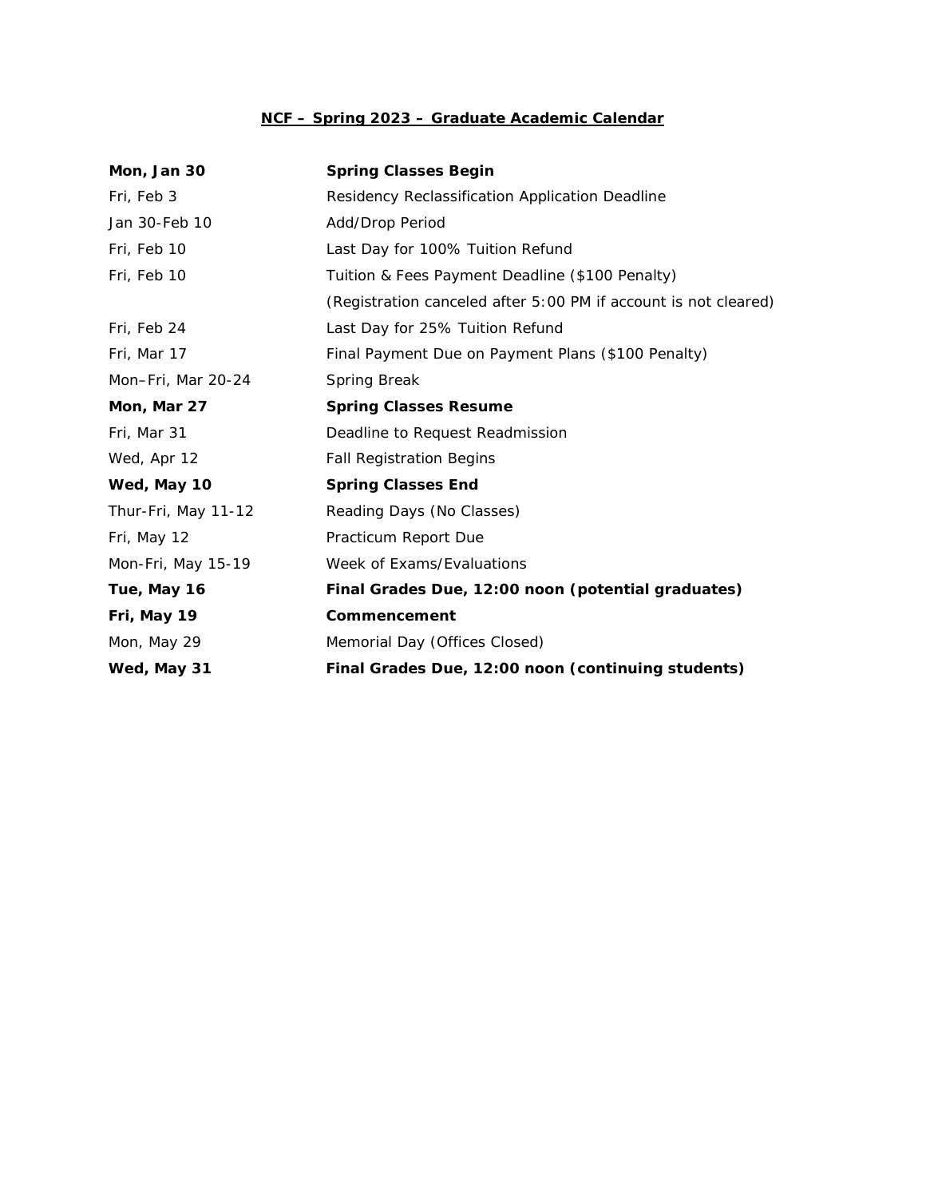**NCF – Spring 2023 – Graduate Academic Calendar**

| | |
|---|---|
| **Mon, Jan 30** | **Spring Classes Begin** |
| Fri, Feb 3 | Residency Reclassification Application Deadline |
| Jan 30-Feb 10 | Add/Drop Period |
| Fri, Feb 10 | Last Day for 100% Tuition Refund |
| Fri, Feb 10 | Tuition & Fees Payment Deadline ($100 Penalty) |
| | (Registration canceled after 5:00 PM if account is not cleared) |
| Fri, Feb 24 | Last Day for 25% Tuition Refund |
| Fri, Mar 17 | Final Payment Due on Payment Plans ($100 Penalty) |
| Mon–Fri, Mar 20-24 | Spring Break |
| **Mon, Mar 27** | **Spring Classes Resume** |
| Fri, Mar 31 | Deadline to Request Readmission |
| Wed, Apr 12 | Fall Registration Begins |
| **Wed, May 10** | **Spring Classes End** |
| Thur-Fri, May 11-12 | Reading Days (No Classes) |
| Fri, May 12 | Practicum Report Due |
| Mon-Fri, May 15-19 | Week of Exams/Evaluations |
| **Tue, May 16** | **Final Grades Due, 12:00 noon (potential graduates)** |
| **Fri, May 19** | **Commencement** |
| Mon, May 29 | Memorial Day (Offices Closed) |
| **Wed, May 31** | **Final Grades Due, 12:00 noon (continuing students)** |